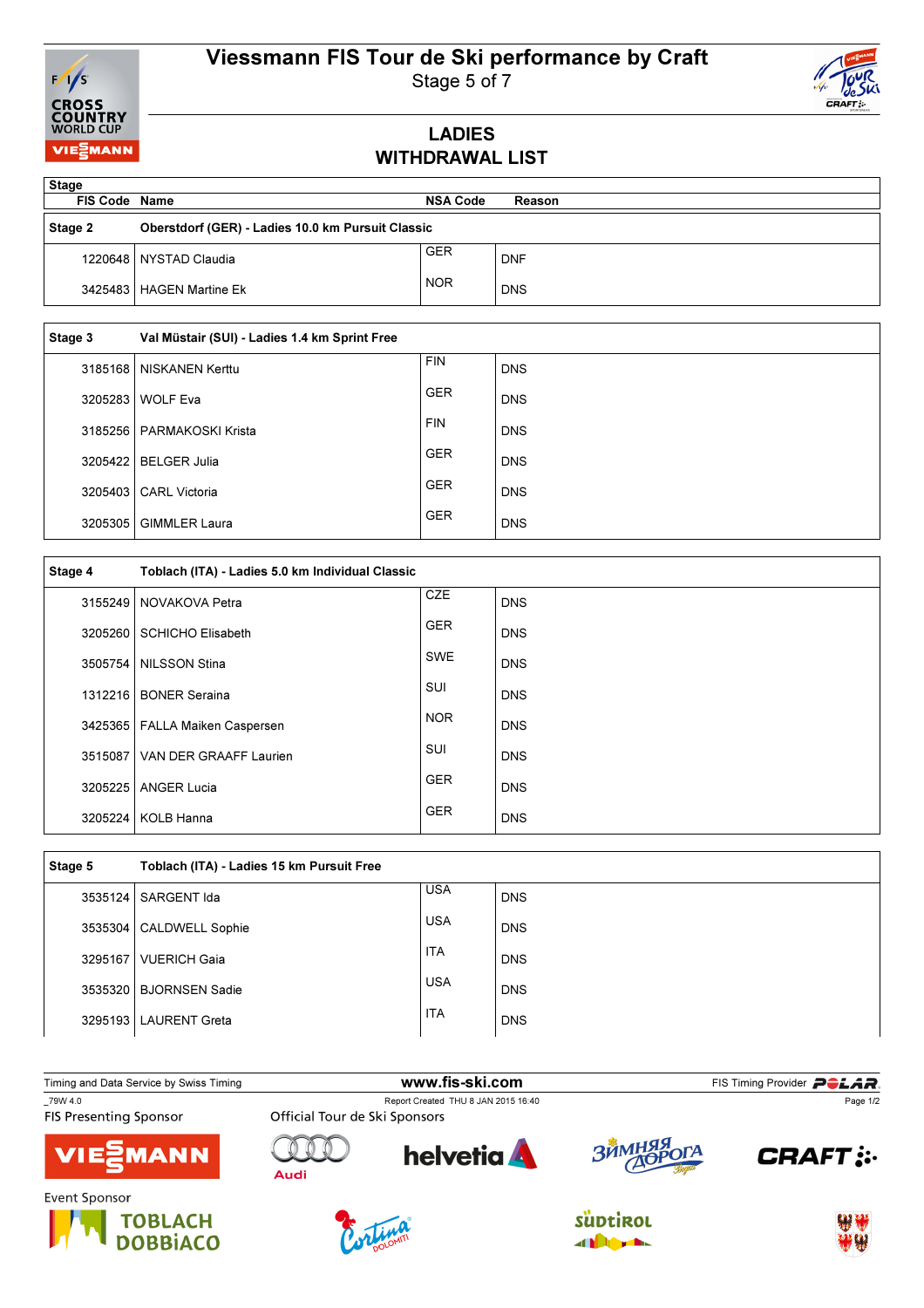# Viessmann FIS Tour de Ski performance by Craft

Stage 5 of 7

## LADIES
## WITHDRAWAL LIST

| FIS Code | Name | NSA Code | Reason |
|---|---|---|---|
| **Stage 2** | **Oberstdorf (GER) - Ladies 10.0 km Pursuit Classic** | | |
| 1220648 | NYSTAD Claudia | GER | DNF |
| 3425483 | HAGEN Martine Ek | NOR | DNS |
| **Stage 3** | **Val Müstair (SUI) - Ladies 1.4 km Sprint Free** | | |
| 3185168 | NISKANEN Kerttu | FIN | DNS |
| 3205283 | WOLF Eva | GER | DNS |
| 3185256 | PARMAKOSKI Krista | FIN | DNS |
| 3205422 | BELGER Julia | GER | DNS |
| 3205403 | CARL Victoria | GER | DNS |
| 3205305 | GIMMLER Laura | GER | DNS |
| **Stage 4** | **Toblach (ITA) - Ladies 5.0 km Individual Classic** | | |
| 3155249 | NOVAKOVA Petra | CZE | DNS |
| 3205260 | SCHICHO Elisabeth | GER | DNS |
| 3505754 | NILSSON Stina | SWE | DNS |
| 1312216 | BONER Seraina | SUI | DNS |
| 3425365 | FALLA Maiken Caspersen | NOR | DNS |
| 3515087 | VAN DER GRAAFF Laurien | SUI | DNS |
| 3205225 | ANGER Lucia | GER | DNS |
| 3205224 | KOLB Hanna | GER | DNS |
| **Stage 5** | **Toblach (ITA) - Ladies 15 km Pursuit Free** | | |
| 3535124 | SARGENT Ida | USA | DNS |
| 3535304 | CALDWELL Sophie | USA | DNS |
| 3295167 | VUERICH Gaia | ITA | DNS |
| 3535320 | BJORNSEN Sadie | USA | DNS |
| 3295193 | LAURENT Greta | ITA | DNS |

Timing and Data Service by Swiss Timing — www.fis-ski.com — FIS Timing Provider POLAR

_79W 4.0 — Report Created THU 8 JAN 2015 16:40

FIS Presenting Sponsor — Official Tour de Ski Sponsors

Event Sponsor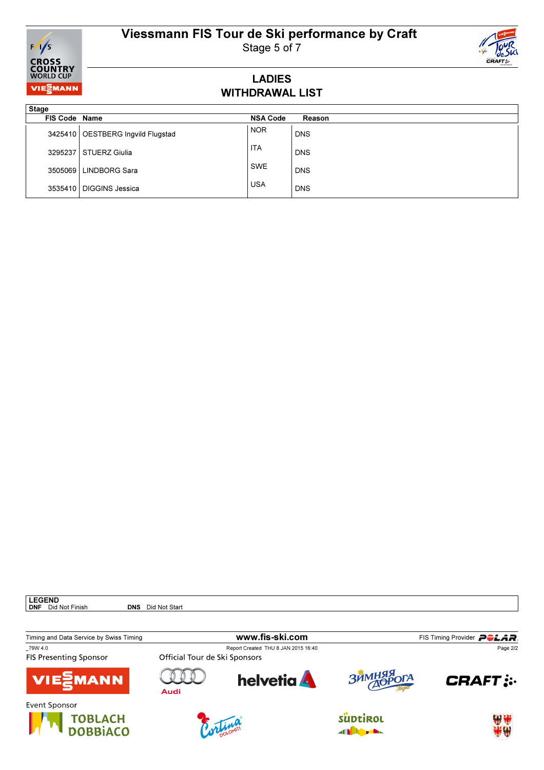# Viessmann FIS Tour de Ski performance by Craft

Stage 5 of 7

## LADIES
## WITHDRAWAL LIST

**Stage**

| FIS Code | Name | NSA Code | Reason |
|---|---|---|---|
| 3425410 | OESTBERG Ingvild Flugstad | NOR | DNS |
| 3295237 | STUERZ Giulia | ITA | DNS |
| 3505069 | LINDBORG Sara | SWE | DNS |
| 3535410 | DIGGINS Jessica | USA | DNS |

**LEGEND**
**DNF** Did Not Finish **DNS** Did Not Start

Timing and Data Service by Swiss Timing

www.fis-ski.com

FIS Timing Provider POLAR

_79W 4.0

Report Created THU 8 JAN 2015 16:40

FIS Presenting Sponsor

Official Tour de Ski Sponsors

Event Sponsor